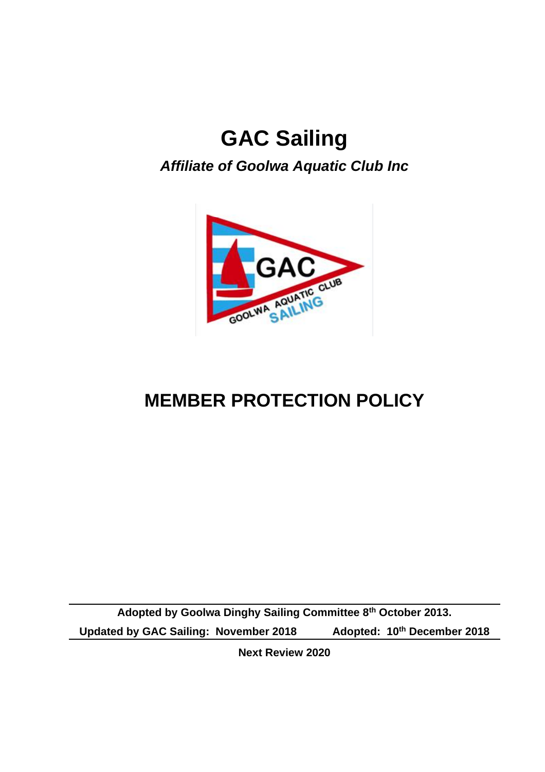# GAC Sailing

***Affiliate of Goolwa Aquatic Club Inc***

# MEMBER PROTECTION POLICY

**Adopted by Goolwa Dinghy Sailing Committee 8th October 2013.**

**Updated by GAC Sailing: November 2018 Adopted: 10th December 2018**

**Next Review 2020**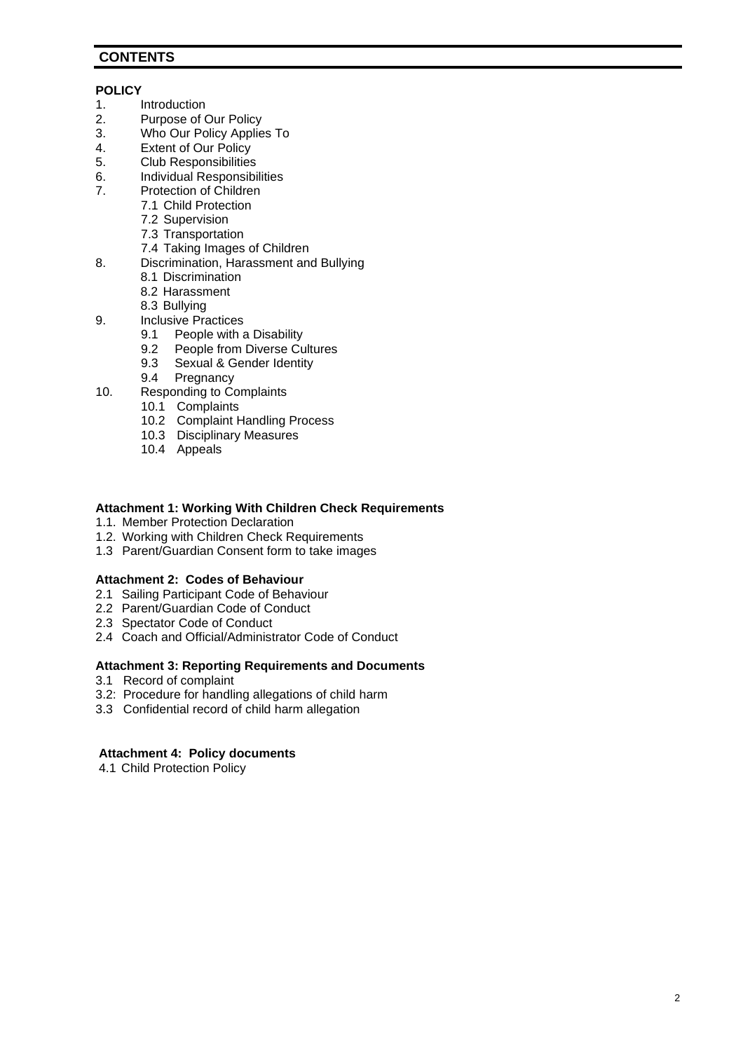## CONTENTS

**POLICY**

1. Introduction
2. Purpose of Our Policy
3. Who Our Policy Applies To
4. Extent of Our Policy
5. Club Responsibilities
6. Individual Responsibilities
7. Protection of Children
   - 7.1 Child Protection
   - 7.2 Supervision
   - 7.3 Transportation
   - 7.4 Taking Images of Children
8. Discrimination, Harassment and Bullying
   - 8.1 Discrimination
   - 8.2 Harassment
   - 8.3 Bullying
9. Inclusive Practices
   - 9.1 People with a Disability
   - 9.2 People from Diverse Cultures
   - 9.3 Sexual & Gender Identity
   - 9.4 Pregnancy
10. Responding to Complaints
    - 10.1 Complaints
    - 10.2 Complaint Handling Process
    - 10.3 Disciplinary Measures
    - 10.4 Appeals

**Attachment 1: Working With Children Check Requirements**

- 1.1. Member Protection Declaration
- 1.2. Working with Children Check Requirements
- 1.3 Parent/Guardian Consent form to take images

**Attachment 2: Codes of Behaviour**

- 2.1 Sailing Participant Code of Behaviour
- 2.2 Parent/Guardian Code of Conduct
- 2.3 Spectator Code of Conduct
- 2.4 Coach and Official/Administrator Code of Conduct

**Attachment 3: Reporting Requirements and Documents**

- 3.1 Record of complaint
- 3.2: Procedure for handling allegations of child harm
- 3.3 Confidential record of child harm allegation

**Attachment 4: Policy documents**

- 4.1 Child Protection Policy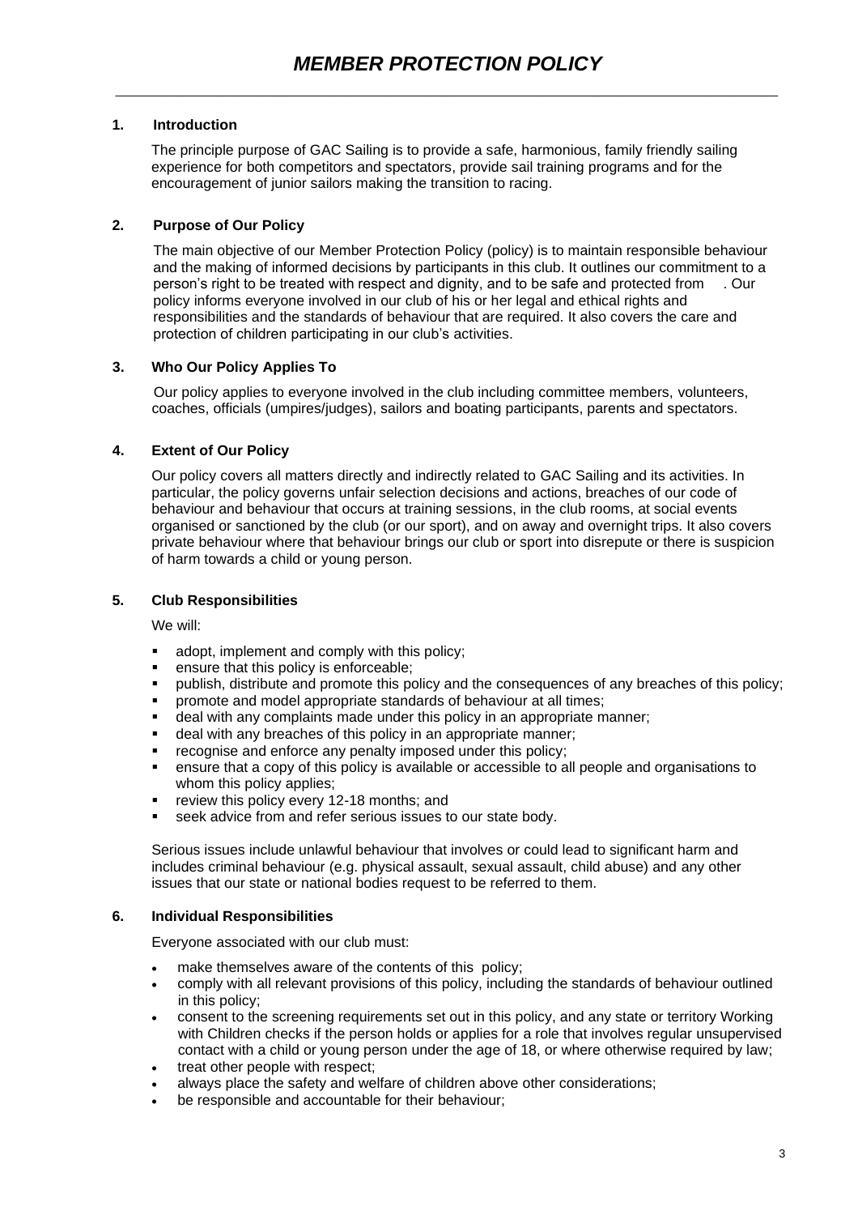# MEMBER PROTECTION POLICY

## 1. Introduction

The principle purpose of GAC Sailing is to provide a safe, harmonious, family friendly sailing experience for both competitors and spectators, provide sail training programs and for the encouragement of junior sailors making the transition to racing.

## 2. Purpose of Our Policy

The main objective of our Member Protection Policy (policy) is to maintain responsible behaviour and the making of informed decisions by participants in this club. It outlines our commitment to a person's right to be treated with respect and dignity, and to be safe and protected from . Our policy informs everyone involved in our club of his or her legal and ethical rights and responsibilities and the standards of behaviour that are required. It also covers the care and protection of children participating in our club's activities.

## 3. Who Our Policy Applies To

Our policy applies to everyone involved in the club including committee members, volunteers, coaches, officials (umpires/judges), sailors and boating participants, parents and spectators.

## 4. Extent of Our Policy

Our policy covers all matters directly and indirectly related to GAC Sailing and its activities. In particular, the policy governs unfair selection decisions and actions, breaches of our code of behaviour and behaviour that occurs at training sessions, in the club rooms, at social events organised or sanctioned by the club (or our sport), and on away and overnight trips. It also covers private behaviour where that behaviour brings our club or sport into disrepute or there is suspicion of harm towards a child or young person.

## 5. Club Responsibilities

We will:

- adopt, implement and comply with this policy;
- ensure that this policy is enforceable;
- publish, distribute and promote this policy and the consequences of any breaches of this policy;
- promote and model appropriate standards of behaviour at all times;
- deal with any complaints made under this policy in an appropriate manner;
- deal with any breaches of this policy in an appropriate manner;
- recognise and enforce any penalty imposed under this policy;
- ensure that a copy of this policy is available or accessible to all people and organisations to whom this policy applies;
- review this policy every 12-18 months; and
- seek advice from and refer serious issues to our state body.

Serious issues include unlawful behaviour that involves or could lead to significant harm and includes criminal behaviour (e.g. physical assault, sexual assault, child abuse) and any other issues that our state or national bodies request to be referred to them.

## 6. Individual Responsibilities

Everyone associated with our club must:

- make themselves aware of the contents of this policy;
- comply with all relevant provisions of this policy, including the standards of behaviour outlined in this policy;
- consent to the screening requirements set out in this policy, and any state or territory Working with Children checks if the person holds or applies for a role that involves regular unsupervised contact with a child or young person under the age of 18, or where otherwise required by law;
- treat other people with respect;
- always place the safety and welfare of children above other considerations;
- be responsible and accountable for their behaviour;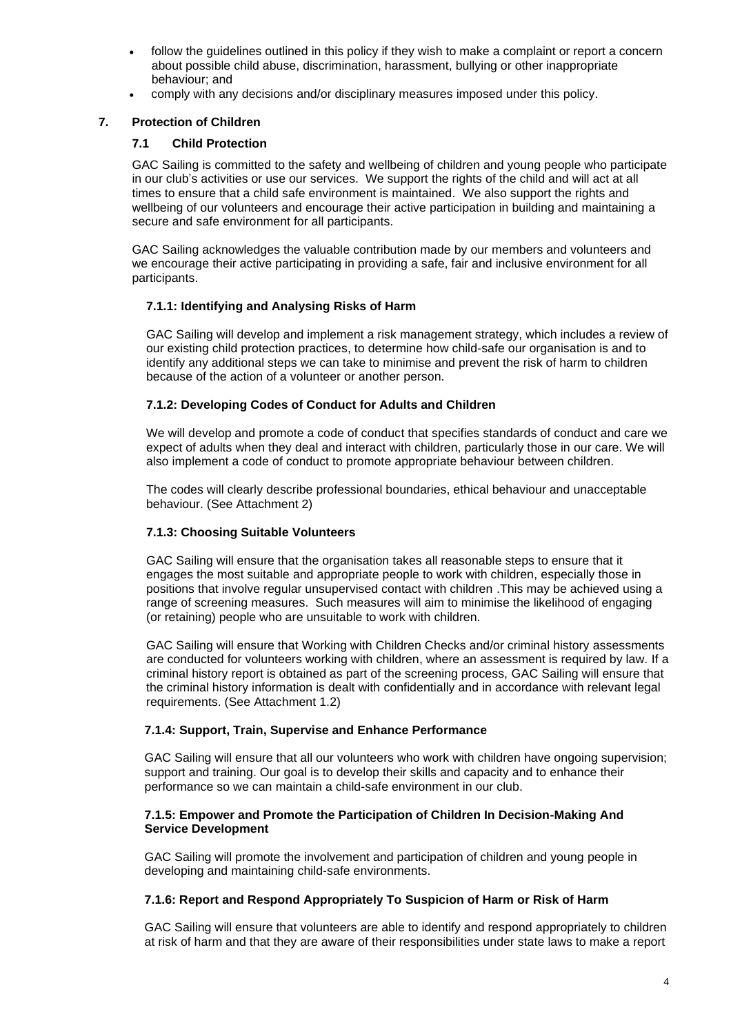- follow the guidelines outlined in this policy if they wish to make a complaint or report a concern about possible child abuse, discrimination, harassment, bullying or other inappropriate behaviour; and
- comply with any decisions and/or disciplinary measures imposed under this policy.

## 7. Protection of Children

### 7.1 Child Protection

GAC Sailing is committed to the safety and wellbeing of children and young people who participate in our club's activities or use our services. We support the rights of the child and will act at all times to ensure that a child safe environment is maintained. We also support the rights and wellbeing of our volunteers and encourage their active participation in building and maintaining a secure and safe environment for all participants.

GAC Sailing acknowledges the valuable contribution made by our members and volunteers and we encourage their active participating in providing a safe, fair and inclusive environment for all participants.

#### 7.1.1: Identifying and Analysing Risks of Harm

GAC Sailing will develop and implement a risk management strategy, which includes a review of our existing child protection practices, to determine how child-safe our organisation is and to identify any additional steps we can take to minimise and prevent the risk of harm to children because of the action of a volunteer or another person.

#### 7.1.2: Developing Codes of Conduct for Adults and Children

We will develop and promote a code of conduct that specifies standards of conduct and care we expect of adults when they deal and interact with children, particularly those in our care. We will also implement a code of conduct to promote appropriate behaviour between children.

The codes will clearly describe professional boundaries, ethical behaviour and unacceptable behaviour. (See Attachment 2)

#### 7.1.3: Choosing Suitable Volunteers

GAC Sailing will ensure that the organisation takes all reasonable steps to ensure that it engages the most suitable and appropriate people to work with children, especially those in positions that involve regular unsupervised contact with children .This may be achieved using a range of screening measures. Such measures will aim to minimise the likelihood of engaging (or retaining) people who are unsuitable to work with children.

GAC Sailing will ensure that Working with Children Checks and/or criminal history assessments are conducted for volunteers working with children, where an assessment is required by law. If a criminal history report is obtained as part of the screening process, GAC Sailing will ensure that the criminal history information is dealt with confidentially and in accordance with relevant legal requirements. (See Attachment 1.2)

#### 7.1.4: Support, Train, Supervise and Enhance Performance

GAC Sailing will ensure that all our volunteers who work with children have ongoing supervision; support and training. Our goal is to develop their skills and capacity and to enhance their performance so we can maintain a child-safe environment in our club.

#### 7.1.5: Empower and Promote the Participation of Children In Decision-Making And Service Development

GAC Sailing will promote the involvement and participation of children and young people in developing and maintaining child-safe environments.

#### 7.1.6: Report and Respond Appropriately To Suspicion of Harm or Risk of Harm

GAC Sailing will ensure that volunteers are able to identify and respond appropriately to children at risk of harm and that they are aware of their responsibilities under state laws to make a report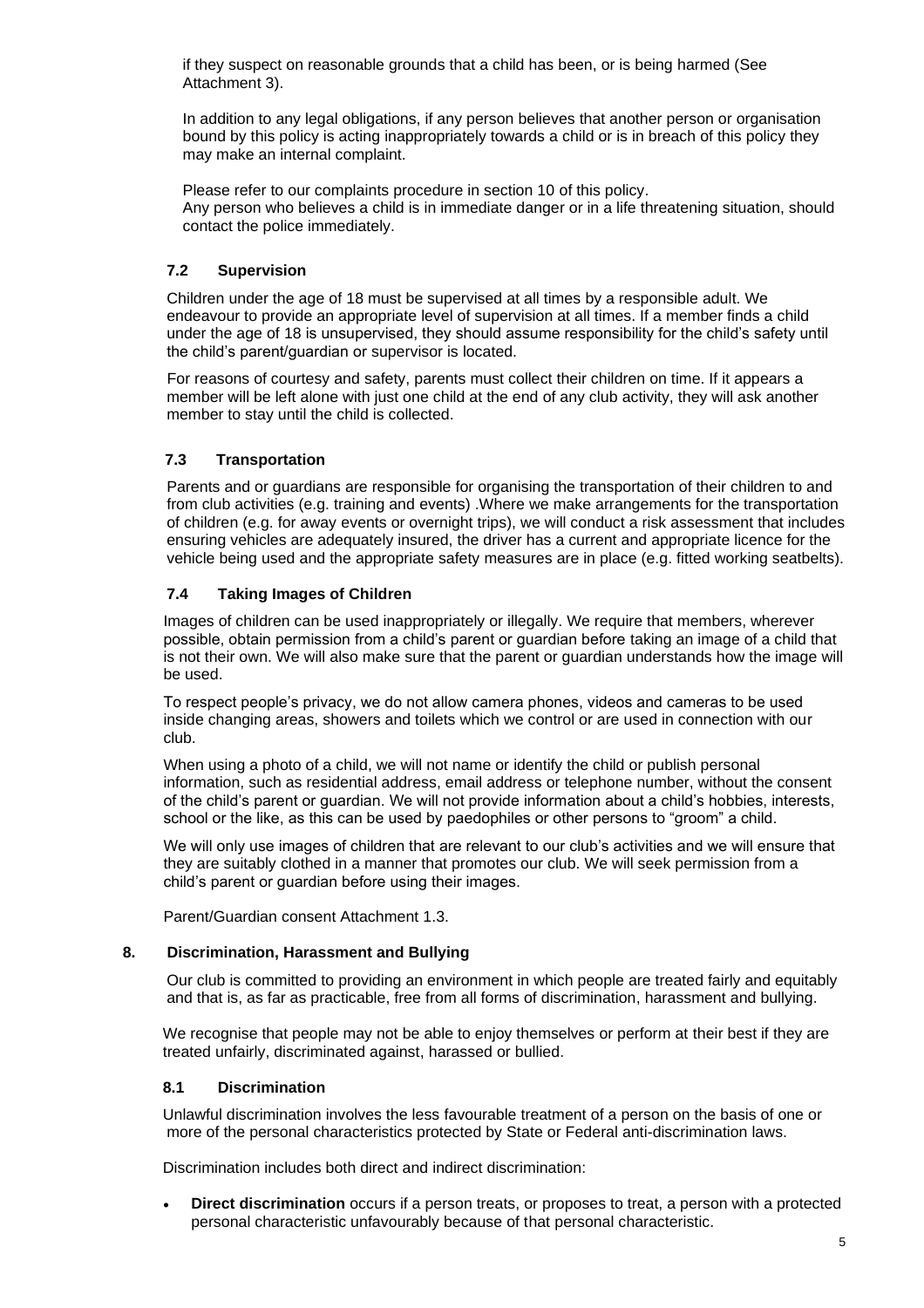if they suspect on reasonable grounds that a child has been, or is being harmed (See Attachment 3).

In addition to any legal obligations, if any person believes that another person or organisation bound by this policy is acting inappropriately towards a child or is in breach of this policy they may make an internal complaint.

Please refer to our complaints procedure in section 10 of this policy.
Any person who believes a child is in immediate danger or in a life threatening situation, should contact the police immediately.

### 7.2 Supervision

Children under the age of 18 must be supervised at all times by a responsible adult. We endeavour to provide an appropriate level of supervision at all times. If a member finds a child under the age of 18 is unsupervised, they should assume responsibility for the child's safety until the child's parent/guardian or supervisor is located.

For reasons of courtesy and safety, parents must collect their children on time. If it appears a member will be left alone with just one child at the end of any club activity, they will ask another member to stay until the child is collected.

### 7.3 Transportation

Parents and or guardians are responsible for organising the transportation of their children to and from club activities (e.g. training and events) .Where we make arrangements for the transportation of children (e.g. for away events or overnight trips), we will conduct a risk assessment that includes ensuring vehicles are adequately insured, the driver has a current and appropriate licence for the vehicle being used and the appropriate safety measures are in place (e.g. fitted working seatbelts).

### 7.4 Taking Images of Children

Images of children can be used inappropriately or illegally. We require that members, wherever possible, obtain permission from a child's parent or guardian before taking an image of a child that is not their own. We will also make sure that the parent or guardian understands how the image will be used.

To respect people's privacy, we do not allow camera phones, videos and cameras to be used inside changing areas, showers and toilets which we control or are used in connection with our club.

When using a photo of a child, we will not name or identify the child or publish personal information, such as residential address, email address or telephone number, without the consent of the child's parent or guardian. We will not provide information about a child's hobbies, interests, school or the like, as this can be used by paedophiles or other persons to "groom" a child.

We will only use images of children that are relevant to our club's activities and we will ensure that they are suitably clothed in a manner that promotes our club. We will seek permission from a child's parent or guardian before using their images.

Parent/Guardian consent Attachment 1.3.

## 8. Discrimination, Harassment and Bullying

Our club is committed to providing an environment in which people are treated fairly and equitably and that is, as far as practicable, free from all forms of discrimination, harassment and bullying.

We recognise that people may not be able to enjoy themselves or perform at their best if they are treated unfairly, discriminated against, harassed or bullied.

### 8.1 Discrimination

Unlawful discrimination involves the less favourable treatment of a person on the basis of one or more of the personal characteristics protected by State or Federal anti-discrimination laws.

Discrimination includes both direct and indirect discrimination:

- **Direct discrimination** occurs if a person treats, or proposes to treat, a person with a protected personal characteristic unfavourably because of that personal characteristic.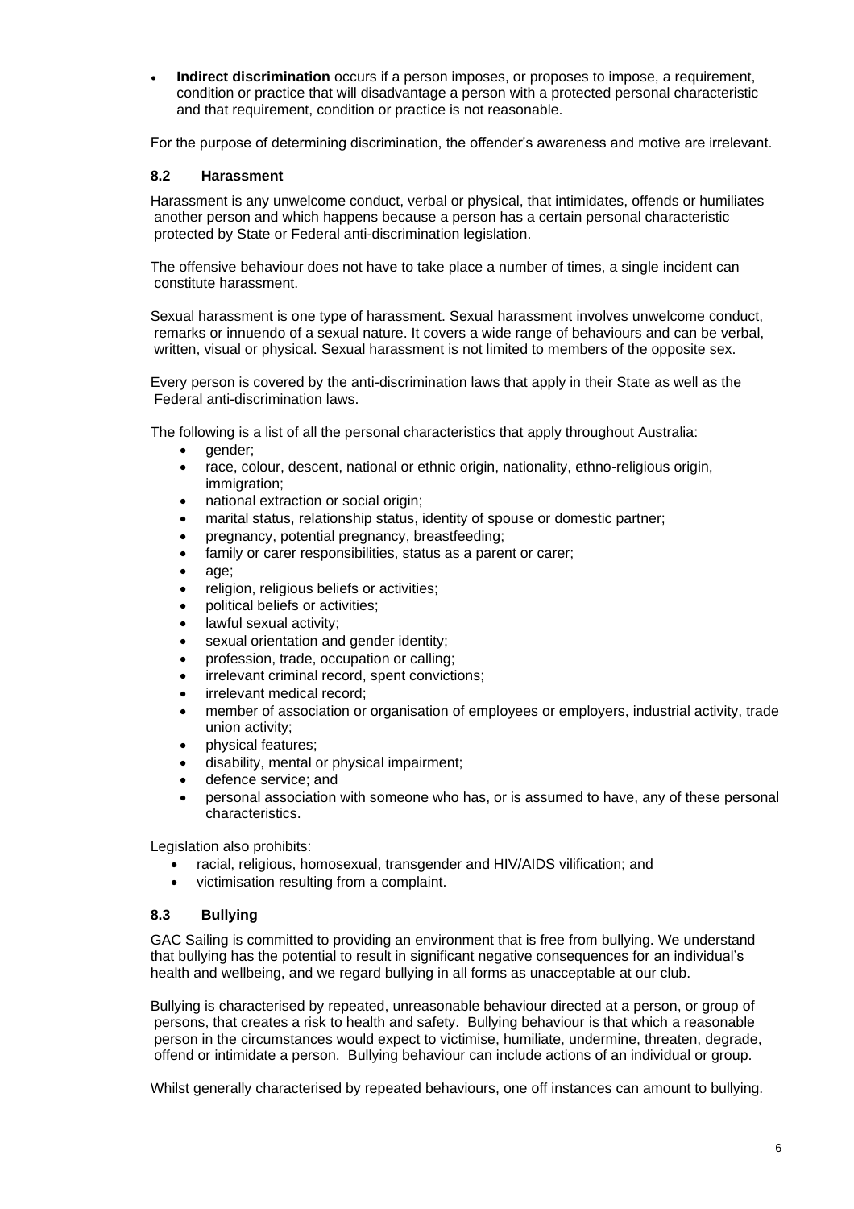- **Indirect discrimination** occurs if a person imposes, or proposes to impose, a requirement, condition or practice that will disadvantage a person with a protected personal characteristic and that requirement, condition or practice is not reasonable.

For the purpose of determining discrimination, the offender's awareness and motive are irrelevant.

### 8.2 Harassment

Harassment is any unwelcome conduct, verbal or physical, that intimidates, offends or humiliates another person and which happens because a person has a certain personal characteristic protected by State or Federal anti-discrimination legislation.

The offensive behaviour does not have to take place a number of times, a single incident can constitute harassment.

Sexual harassment is one type of harassment. Sexual harassment involves unwelcome conduct, remarks or innuendo of a sexual nature. It covers a wide range of behaviours and can be verbal, written, visual or physical. Sexual harassment is not limited to members of the opposite sex.

Every person is covered by the anti-discrimination laws that apply in their State as well as the Federal anti-discrimination laws.

The following is a list of all the personal characteristics that apply throughout Australia:

- gender;
- race, colour, descent, national or ethnic origin, nationality, ethno-religious origin, immigration;
- national extraction or social origin;
- marital status, relationship status, identity of spouse or domestic partner;
- pregnancy, potential pregnancy, breastfeeding;
- family or carer responsibilities, status as a parent or carer;
- age;
- religion, religious beliefs or activities;
- political beliefs or activities;
- lawful sexual activity;
- sexual orientation and gender identity;
- profession, trade, occupation or calling;
- irrelevant criminal record, spent convictions;
- irrelevant medical record;
- member of association or organisation of employees or employers, industrial activity, trade union activity;
- physical features;
- disability, mental or physical impairment;
- defence service; and
- personal association with someone who has, or is assumed to have, any of these personal characteristics.

Legislation also prohibits:

- racial, religious, homosexual, transgender and HIV/AIDS vilification; and
- victimisation resulting from a complaint.

### 8.3 Bullying

GAC Sailing is committed to providing an environment that is free from bullying. We understand that bullying has the potential to result in significant negative consequences for an individual's health and wellbeing, and we regard bullying in all forms as unacceptable at our club.

Bullying is characterised by repeated, unreasonable behaviour directed at a person, or group of persons, that creates a risk to health and safety. Bullying behaviour is that which a reasonable person in the circumstances would expect to victimise, humiliate, undermine, threaten, degrade, offend or intimidate a person. Bullying behaviour can include actions of an individual or group.

Whilst generally characterised by repeated behaviours, one off instances can amount to bullying.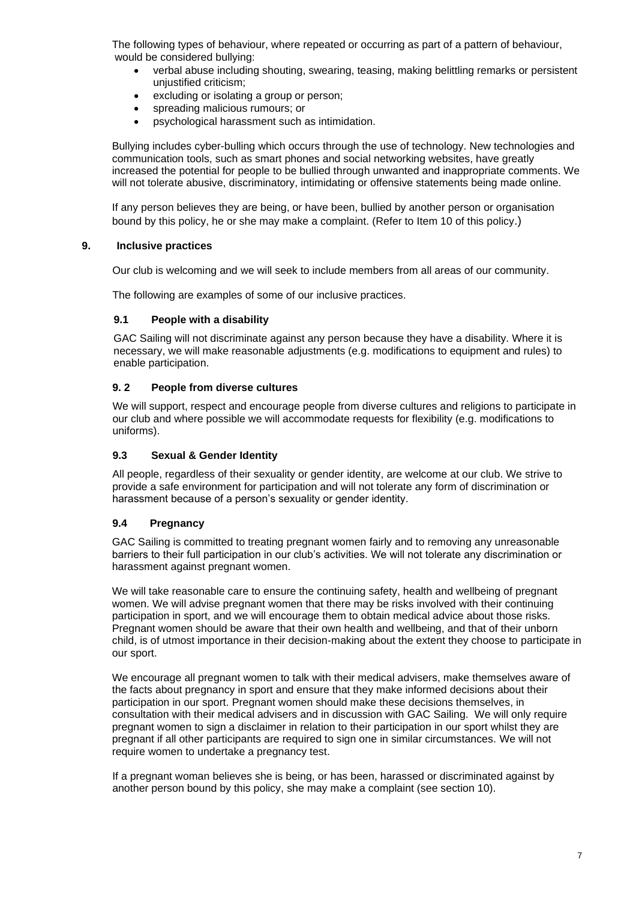The following types of behaviour, where repeated or occurring as part of a pattern of behaviour, would be considered bullying:

- verbal abuse including shouting, swearing, teasing, making belittling remarks or persistent unjustified criticism;
- excluding or isolating a group or person;
- spreading malicious rumours; or
- psychological harassment such as intimidation.

Bullying includes cyber-bulling which occurs through the use of technology. New technologies and communication tools, such as smart phones and social networking websites, have greatly increased the potential for people to be bullied through unwanted and inappropriate comments. We will not tolerate abusive, discriminatory, intimidating or offensive statements being made online.

If any person believes they are being, or have been, bullied by another person or organisation bound by this policy, he or she may make a complaint. (Refer to Item 10 of this policy.)

## 9. Inclusive practices

Our club is welcoming and we will seek to include members from all areas of our community.

The following are examples of some of our inclusive practices.

### 9.1 People with a disability

GAC Sailing will not discriminate against any person because they have a disability. Where it is necessary, we will make reasonable adjustments (e.g. modifications to equipment and rules) to enable participation.

### 9. 2 People from diverse cultures

We will support, respect and encourage people from diverse cultures and religions to participate in our club and where possible we will accommodate requests for flexibility (e.g. modifications to uniforms).

### 9.3 Sexual & Gender Identity

All people, regardless of their sexuality or gender identity, are welcome at our club. We strive to provide a safe environment for participation and will not tolerate any form of discrimination or harassment because of a person's sexuality or gender identity.

### 9.4 Pregnancy

GAC Sailing is committed to treating pregnant women fairly and to removing any unreasonable barriers to their full participation in our club's activities. We will not tolerate any discrimination or harassment against pregnant women.

We will take reasonable care to ensure the continuing safety, health and wellbeing of pregnant women. We will advise pregnant women that there may be risks involved with their continuing participation in sport, and we will encourage them to obtain medical advice about those risks. Pregnant women should be aware that their own health and wellbeing, and that of their unborn child, is of utmost importance in their decision-making about the extent they choose to participate in our sport.

We encourage all pregnant women to talk with their medical advisers, make themselves aware of the facts about pregnancy in sport and ensure that they make informed decisions about their participation in our sport. Pregnant women should make these decisions themselves, in consultation with their medical advisers and in discussion with GAC Sailing. We will only require pregnant women to sign a disclaimer in relation to their participation in our sport whilst they are pregnant if all other participants are required to sign one in similar circumstances. We will not require women to undertake a pregnancy test.

If a pregnant woman believes she is being, or has been, harassed or discriminated against by another person bound by this policy, she may make a complaint (see section 10).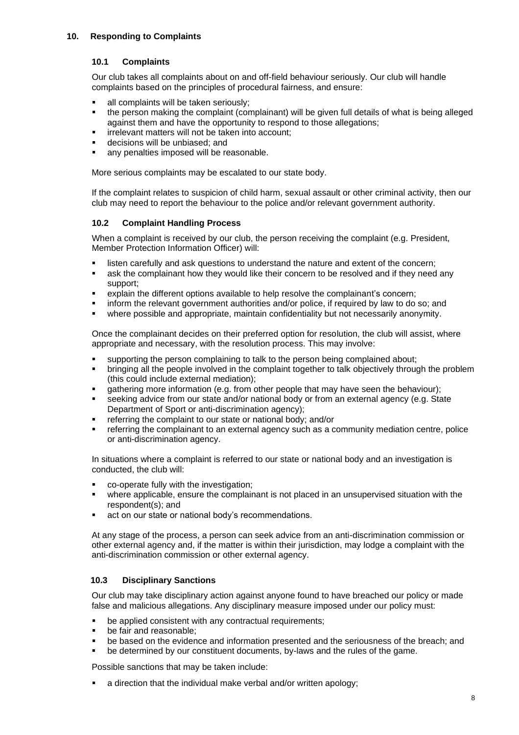## 10. Responding to Complaints

### 10.1 Complaints

Our club takes all complaints about on and off-field behaviour seriously. Our club will handle complaints based on the principles of procedural fairness, and ensure:

- all complaints will be taken seriously;
- the person making the complaint (complainant) will be given full details of what is being alleged against them and have the opportunity to respond to those allegations;
- irrelevant matters will not be taken into account;
- decisions will be unbiased; and
- any penalties imposed will be reasonable.

More serious complaints may be escalated to our state body.

If the complaint relates to suspicion of child harm, sexual assault or other criminal activity, then our club may need to report the behaviour to the police and/or relevant government authority.

### 10.2 Complaint Handling Process

When a complaint is received by our club, the person receiving the complaint (e.g. President, Member Protection Information Officer) will:

- listen carefully and ask questions to understand the nature and extent of the concern;
- ask the complainant how they would like their concern to be resolved and if they need any support;
- explain the different options available to help resolve the complainant's concern;
- inform the relevant government authorities and/or police, if required by law to do so; and
- where possible and appropriate, maintain confidentiality but not necessarily anonymity.

Once the complainant decides on their preferred option for resolution, the club will assist, where appropriate and necessary, with the resolution process. This may involve:

- supporting the person complaining to talk to the person being complained about;
- bringing all the people involved in the complaint together to talk objectively through the problem (this could include external mediation);
- gathering more information (e.g. from other people that may have seen the behaviour);
- seeking advice from our state and/or national body or from an external agency (e.g. State Department of Sport or anti-discrimination agency);
- referring the complaint to our state or national body; and/or
- referring the complainant to an external agency such as a community mediation centre, police or anti-discrimination agency.

In situations where a complaint is referred to our state or national body and an investigation is conducted, the club will:

- co-operate fully with the investigation;
- where applicable, ensure the complainant is not placed in an unsupervised situation with the respondent(s); and
- act on our state or national body's recommendations.

At any stage of the process, a person can seek advice from an anti-discrimination commission or other external agency and, if the matter is within their jurisdiction, may lodge a complaint with the anti-discrimination commission or other external agency.

### 10.3 Disciplinary Sanctions

Our club may take disciplinary action against anyone found to have breached our policy or made false and malicious allegations. Any disciplinary measure imposed under our policy must:

- be applied consistent with any contractual requirements;
- be fair and reasonable;
- be based on the evidence and information presented and the seriousness of the breach; and
- be determined by our constituent documents, by-laws and the rules of the game.

Possible sanctions that may be taken include:

- a direction that the individual make verbal and/or written apology;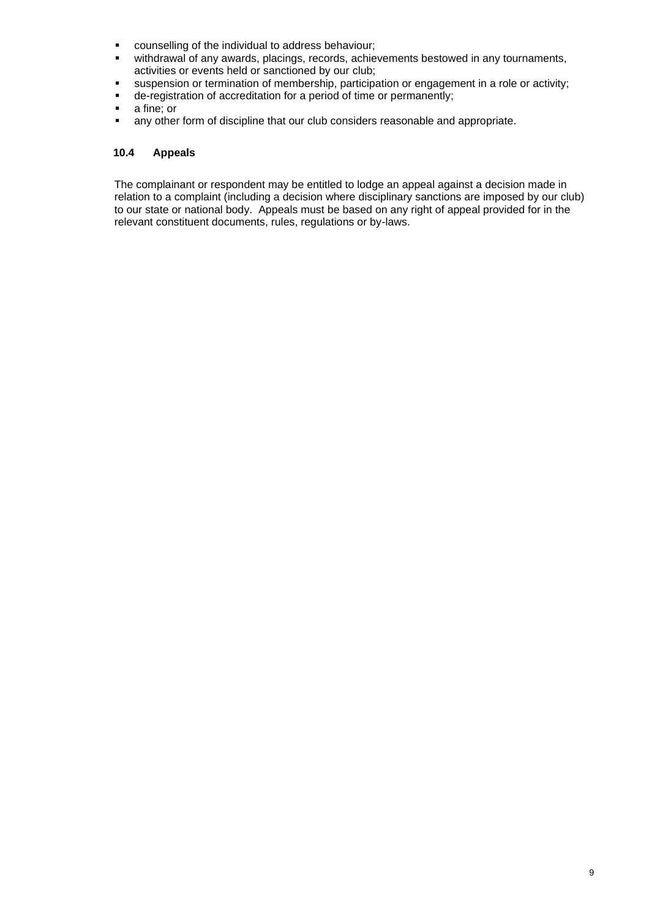- counselling of the individual to address behaviour;
- withdrawal of any awards, placings, records, achievements bestowed in any tournaments, activities or events held or sanctioned by our club;
- suspension or termination of membership, participation or engagement in a role or activity;
- de-registration of accreditation for a period of time or permanently;
- a fine; or
- any other form of discipline that our club considers reasonable and appropriate.

### 10.4 Appeals

The complainant or respondent may be entitled to lodge an appeal against a decision made in relation to a complaint (including a decision where disciplinary sanctions are imposed by our club) to our state or national body. Appeals must be based on any right of appeal provided for in the relevant constituent documents, rules, regulations or by-laws.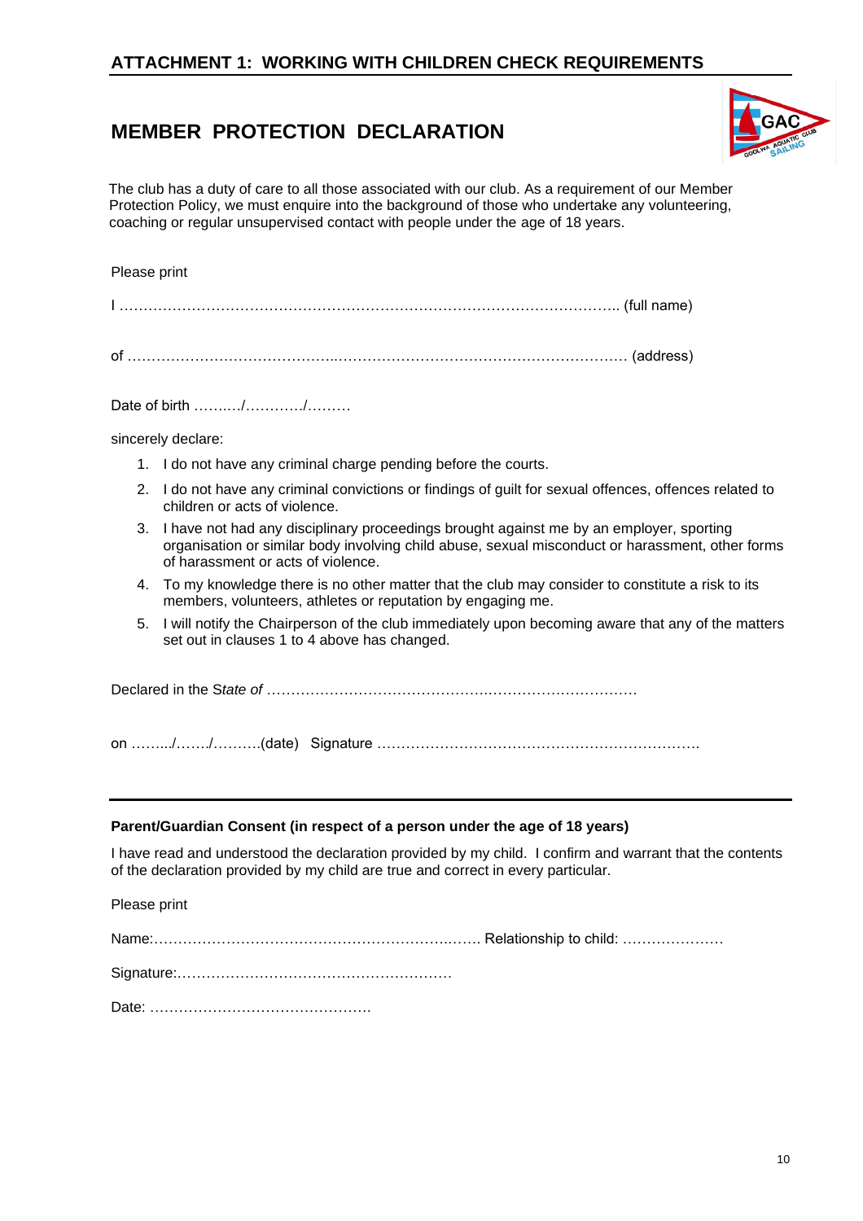## ATTACHMENT 1: WORKING WITH CHILDREN CHECK REQUIREMENTS

# MEMBER PROTECTION DECLARATION

The club has a duty of care to all those associated with our club. As a requirement of our Member Protection Policy, we must enquire into the background of those who undertake any volunteering, coaching or regular unsupervised contact with people under the age of 18 years.

Please print

I ………………………………………………………………………………………….. (full name)

of ……………………………………..……………………………………………………… (address)

Date of birth ……..…/…………/………

sincerely declare:

1. I do not have any criminal charge pending before the courts.
2. I do not have any criminal convictions or findings of guilt for sexual offences, offences related to children or acts of violence.
3. I have not had any disciplinary proceedings brought against me by an employer, sporting organisation or similar body involving child abuse, sexual misconduct or harassment, other forms of harassment or acts of violence.
4. To my knowledge there is no other matter that the club may consider to constitute a risk to its members, volunteers, athletes or reputation by engaging me.
5. I will notify the Chairperson of the club immediately upon becoming aware that any of the matters set out in clauses 1 to 4 above has changed.

Declared in the S*tate of* ………………………………………….……………………….……

on …….../……./……….(date) Signature ………………………………………………………….

---

**Parent/Guardian Consent (in respect of a person under the age of 18 years)**

I have read and understood the declaration provided by my child. I confirm and warrant that the contents of the declaration provided by my child are true and correct in every particular.

Please print

Name:…………………………………………………….……. Relationship to child: …………………

Signature:…………………………………………………

Date: ……………………………………….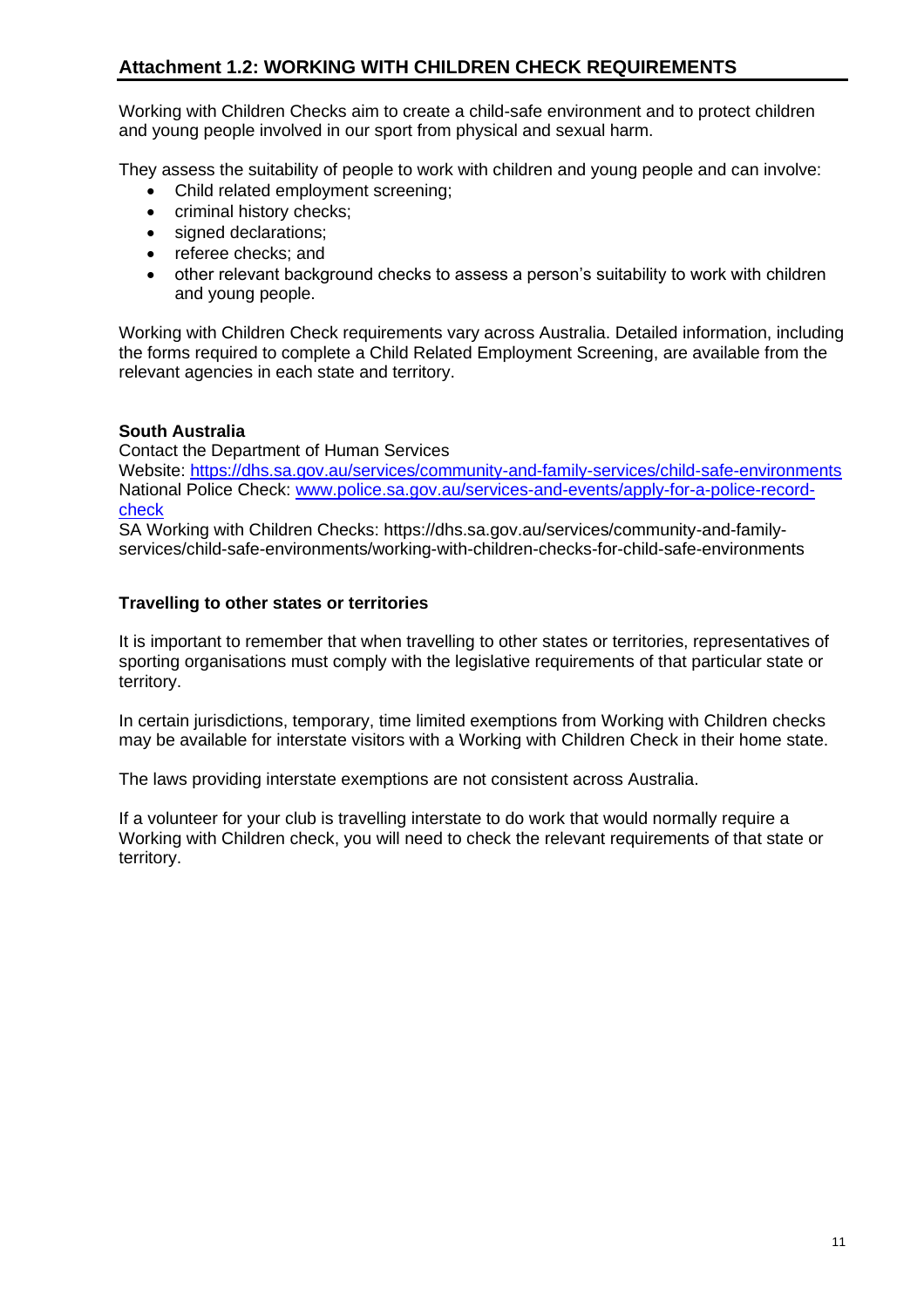## Attachment 1.2: WORKING WITH CHILDREN CHECK REQUIREMENTS

Working with Children Checks aim to create a child-safe environment and to protect children and young people involved in our sport from physical and sexual harm.

They assess the suitability of people to work with children and young people and can involve:

- Child related employment screening;
- criminal history checks;
- signed declarations;
- referee checks; and
- other relevant background checks to assess a person's suitability to work with children and young people.

Working with Children Check requirements vary across Australia. Detailed information, including the forms required to complete a Child Related Employment Screening, are available from the relevant agencies in each state and territory.

**South Australia**

Contact the Department of Human Services
Website: [https://dhs.sa.gov.au/services/community-and-family-services/child-safe-environments](https://dhs.sa.gov.au/services/community-and-family-services/child-safe-environments)
National Police Check: [www.police.sa.gov.au/services-and-events/apply-for-a-police-record-check](www.police.sa.gov.au/services-and-events/apply-for-a-police-record-check)
SA Working with Children Checks: https://dhs.sa.gov.au/services/community-and-family-services/child-safe-environments/working-with-children-checks-for-child-safe-environments

**Travelling to other states or territories**

It is important to remember that when travelling to other states or territories, representatives of sporting organisations must comply with the legislative requirements of that particular state or territory.

In certain jurisdictions, temporary, time limited exemptions from Working with Children checks may be available for interstate visitors with a Working with Children Check in their home state.

The laws providing interstate exemptions are not consistent across Australia.

If a volunteer for your club is travelling interstate to do work that would normally require a Working with Children check, you will need to check the relevant requirements of that state or territory.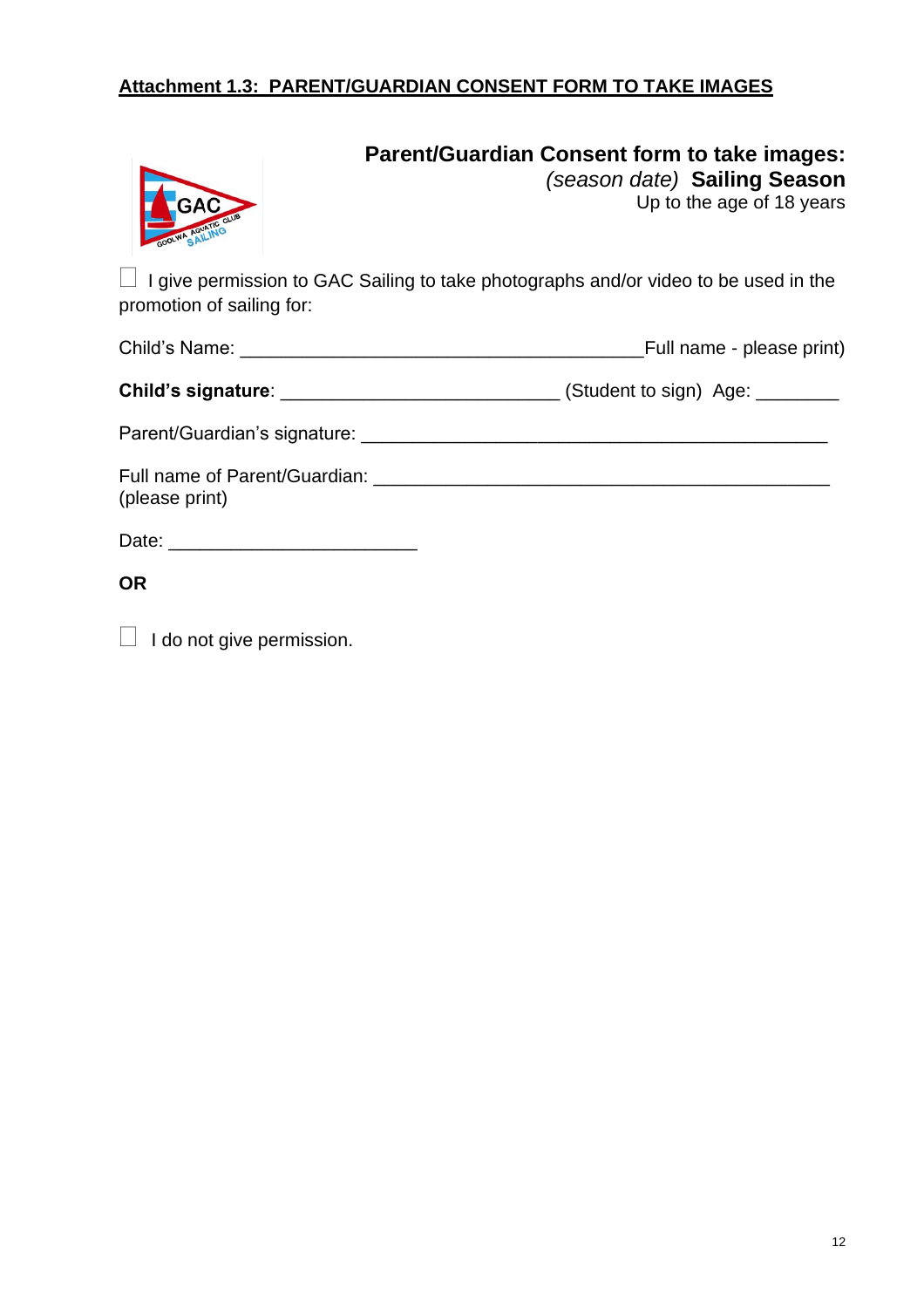**Attachment 1.3: PARENT/GUARDIAN CONSENT FORM TO TAKE IMAGES**

**Parent/Guardian Consent form to take images:**
*(season date)* **Sailing Season**
Up to the age of 18 years

☐ I give permission to GAC Sailing to take photographs and/or video to be used in the promotion of sailing for:

Child's Name: ______________________________________Full name - please print)

**Child's signature**: ________________________ (Student to sign) Age: ________

Parent/Guardian's signature: ____________________________________________

Full name of Parent/Guardian: ___________________________________________
(please print)

Date: ______________________

**OR**

☐ I do not give permission.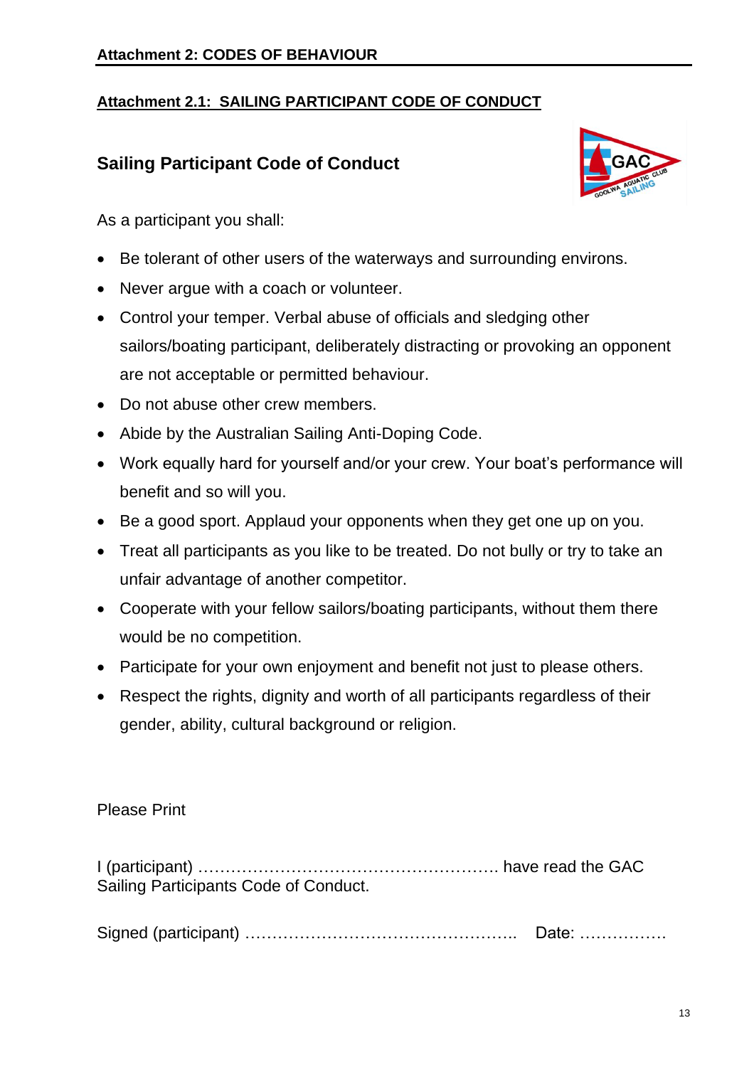## Attachment 2: CODES OF BEHAVIOUR

### Attachment 2.1: SAILING PARTICIPANT CODE OF CONDUCT

### Sailing Participant Code of Conduct

As a participant you shall:

- Be tolerant of other users of the waterways and surrounding environs.
- Never argue with a coach or volunteer.
- Control your temper. Verbal abuse of officials and sledging other sailors/boating participant, deliberately distracting or provoking an opponent are not acceptable or permitted behaviour.
- Do not abuse other crew members.
- Abide by the Australian Sailing Anti-Doping Code.
- Work equally hard for yourself and/or your crew. Your boat's performance will benefit and so will you.
- Be a good sport. Applaud your opponents when they get one up on you.
- Treat all participants as you like to be treated. Do not bully or try to take an unfair advantage of another competitor.
- Cooperate with your fellow sailors/boating participants, without them there would be no competition.
- Participate for your own enjoyment and benefit not just to please others.
- Respect the rights, dignity and worth of all participants regardless of their gender, ability, cultural background or religion.

Please Print

I (participant) ………………………………………………. have read the GAC Sailing Participants Code of Conduct.

Signed (participant) …………………………………………. Date: …………….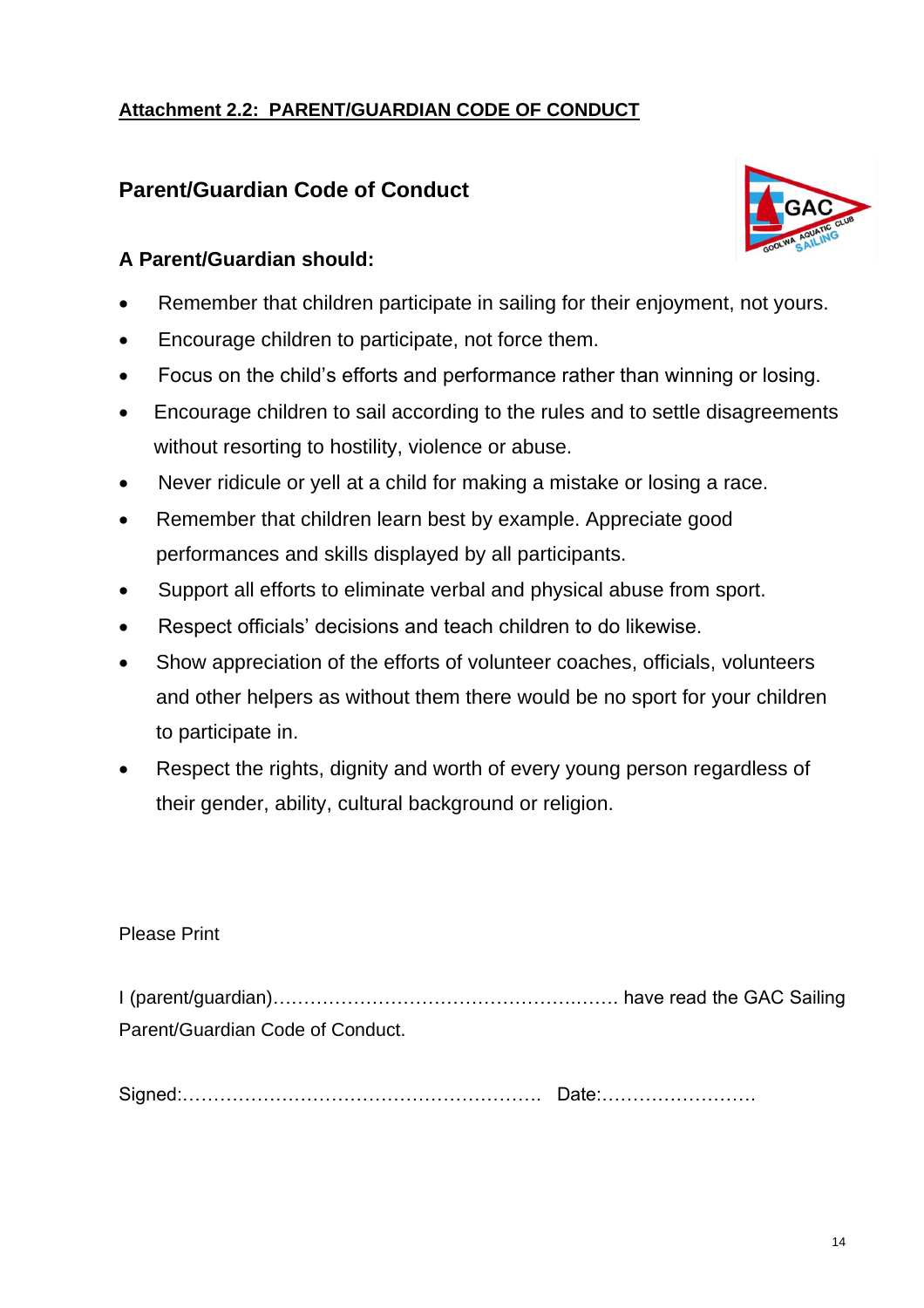**Attachment 2.2: PARENT/GUARDIAN CODE OF CONDUCT**

## Parent/Guardian Code of Conduct

### A Parent/Guardian should:

- Remember that children participate in sailing for their enjoyment, not yours.
- Encourage children to participate, not force them.
- Focus on the child's efforts and performance rather than winning or losing.
- Encourage children to sail according to the rules and to settle disagreements without resorting to hostility, violence or abuse.
- Never ridicule or yell at a child for making a mistake or losing a race.
- Remember that children learn best by example. Appreciate good performances and skills displayed by all participants.
- Support all efforts to eliminate verbal and physical abuse from sport.
- Respect officials' decisions and teach children to do likewise.
- Show appreciation of the efforts of volunteer coaches, officials, volunteers and other helpers as without them there would be no sport for your children to participate in.
- Respect the rights, dignity and worth of every young person regardless of their gender, ability, cultural background or religion.

Please Print

I (parent/guardian)……………………………………………….…. have read the GAC Sailing Parent/Guardian Code of Conduct.

Signed:…………………………………………………. Date:…………………….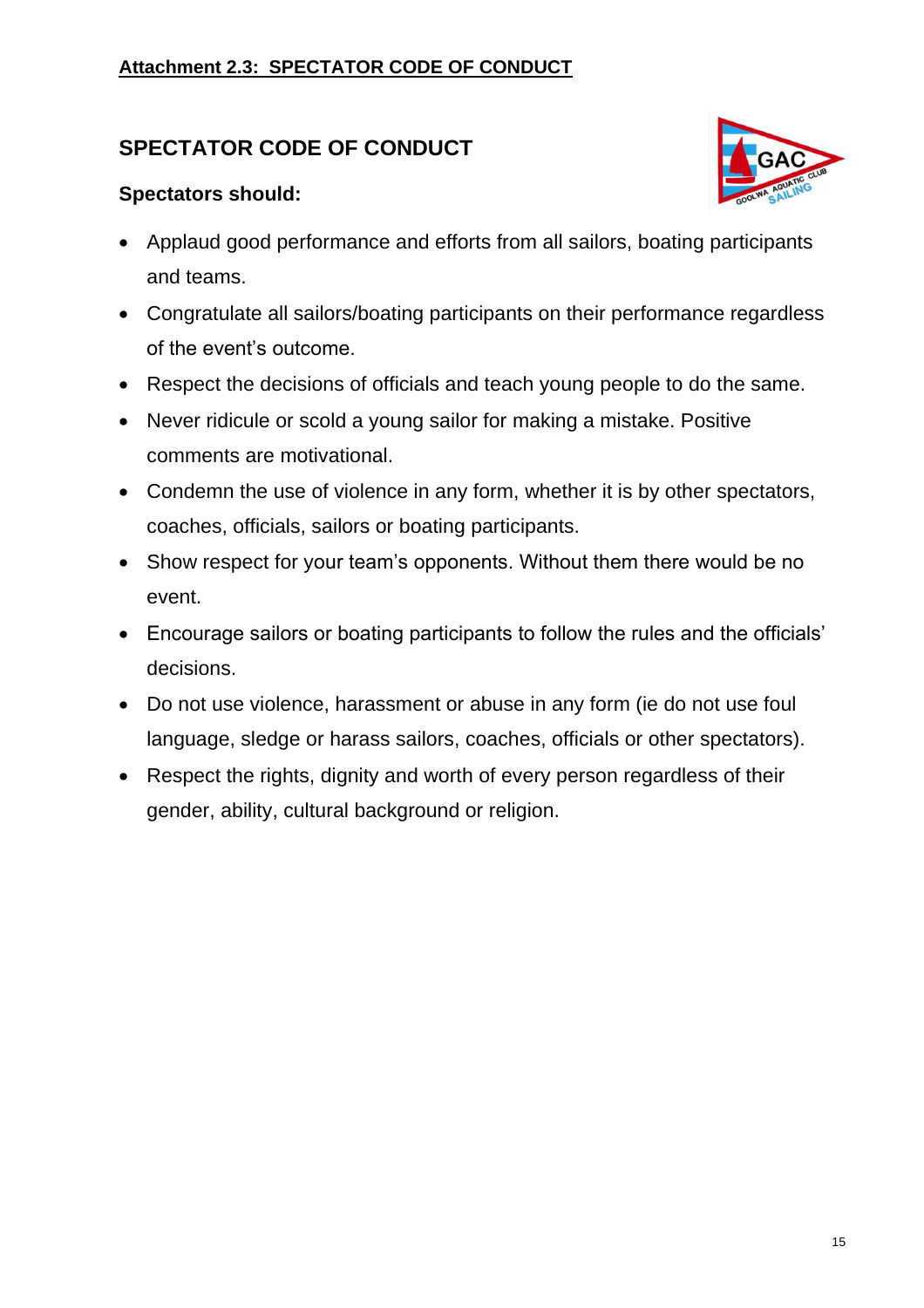**Attachment 2.3: SPECTATOR CODE OF CONDUCT**

## SPECTATOR CODE OF CONDUCT

### Spectators should:

- Applaud good performance and efforts from all sailors, boating participants and teams.
- Congratulate all sailors/boating participants on their performance regardless of the event's outcome.
- Respect the decisions of officials and teach young people to do the same.
- Never ridicule or scold a young sailor for making a mistake. Positive comments are motivational.
- Condemn the use of violence in any form, whether it is by other spectators, coaches, officials, sailors or boating participants.
- Show respect for your team's opponents. Without them there would be no event.
- Encourage sailors or boating participants to follow the rules and the officials' decisions.
- Do not use violence, harassment or abuse in any form (ie do not use foul language, sledge or harass sailors, coaches, officials or other spectators).
- Respect the rights, dignity and worth of every person regardless of their gender, ability, cultural background or religion.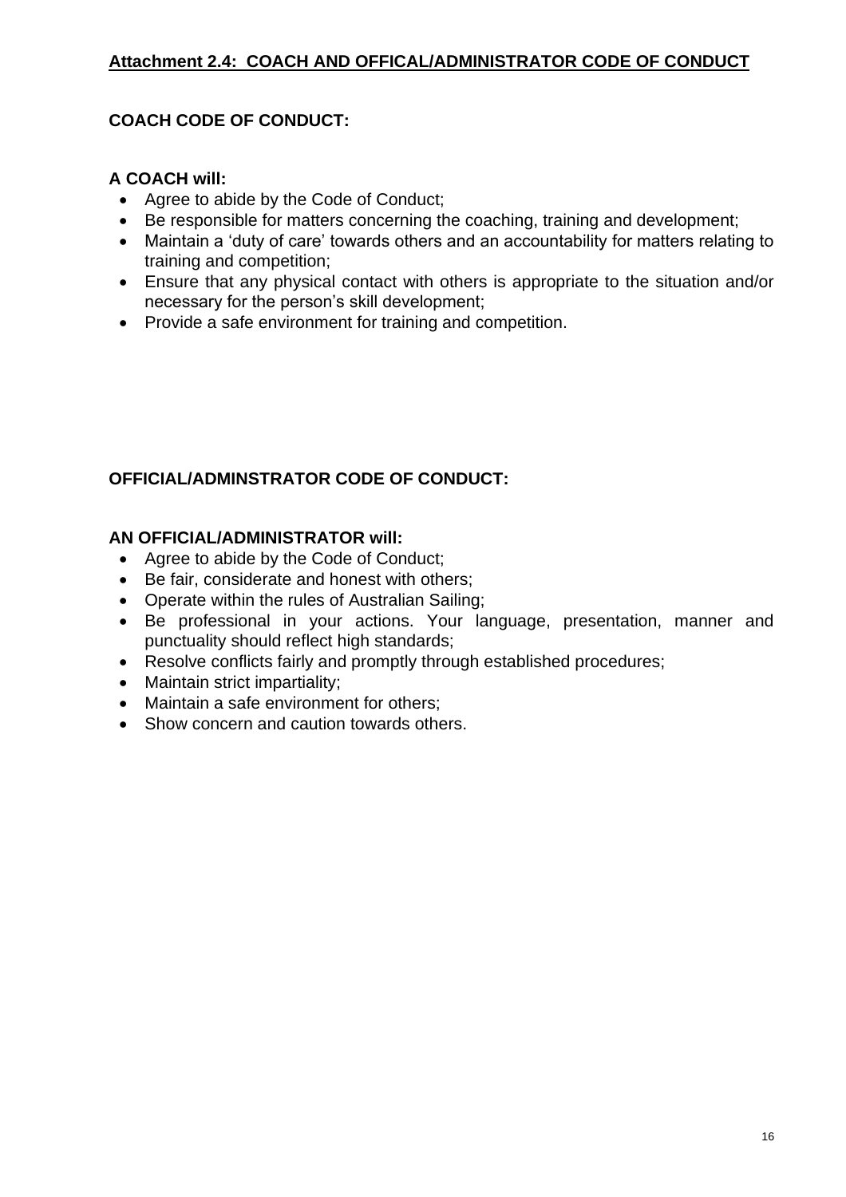## **Attachment 2.4: COACH AND OFFICAL/ADMINISTRATOR CODE OF CONDUCT**

### COACH CODE OF CONDUCT:

**A COACH will:**

- Agree to abide by the Code of Conduct;
- Be responsible for matters concerning the coaching, training and development;
- Maintain a 'duty of care' towards others and an accountability for matters relating to training and competition;
- Ensure that any physical contact with others is appropriate to the situation and/or necessary for the person's skill development;
- Provide a safe environment for training and competition.

### OFFICIAL/ADMINSTRATOR CODE OF CONDUCT:

**AN OFFICIAL/ADMINISTRATOR will:**

- Agree to abide by the Code of Conduct;
- Be fair, considerate and honest with others;
- Operate within the rules of Australian Sailing;
- Be professional in your actions. Your language, presentation, manner and punctuality should reflect high standards;
- Resolve conflicts fairly and promptly through established procedures;
- Maintain strict impartiality;
- Maintain a safe environment for others;
- Show concern and caution towards others.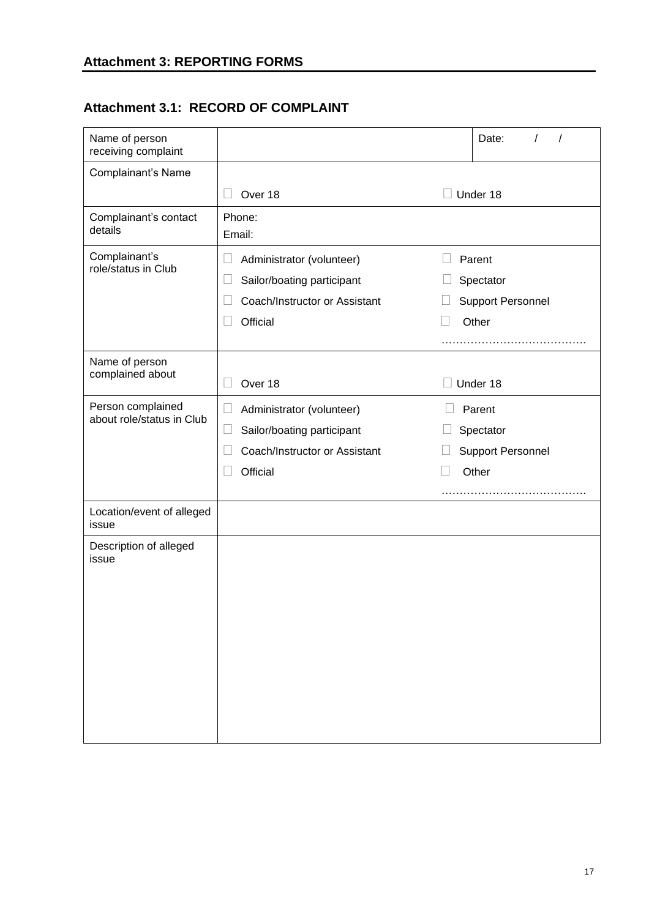## Attachment 3: REPORTING FORMS

### Attachment 3.1: RECORD OF COMPLAINT

| | | |
|---|---|---|
| Name of person receiving complaint | | Date: / / |
| Complainant's Name | ☐ Over 18 ☐ Under 18 | |
| Complainant's contact details | Phone:<br>Email: | |
| Complainant's role/status in Club | ☐ Administrator (volunteer) ☐ Parent<br>☐ Sailor/boating participant ☐ Spectator<br>☐ Coach/Instructor or Assistant ☐ Support Personnel<br>☐ Official ☐ Other ………………………………… | |
| Name of person complained about | ☐ Over 18 ☐ Under 18 | |
| Person complained about role/status in Club | ☐ Administrator (volunteer) ☐ Parent<br>☐ Sailor/boating participant ☐ Spectator<br>☐ Coach/Instructor or Assistant ☐ Support Personnel<br>☐ Official ☐ Other ………………………………… | |
| Location/event of alleged issue | | |
| Description of alleged issue | | |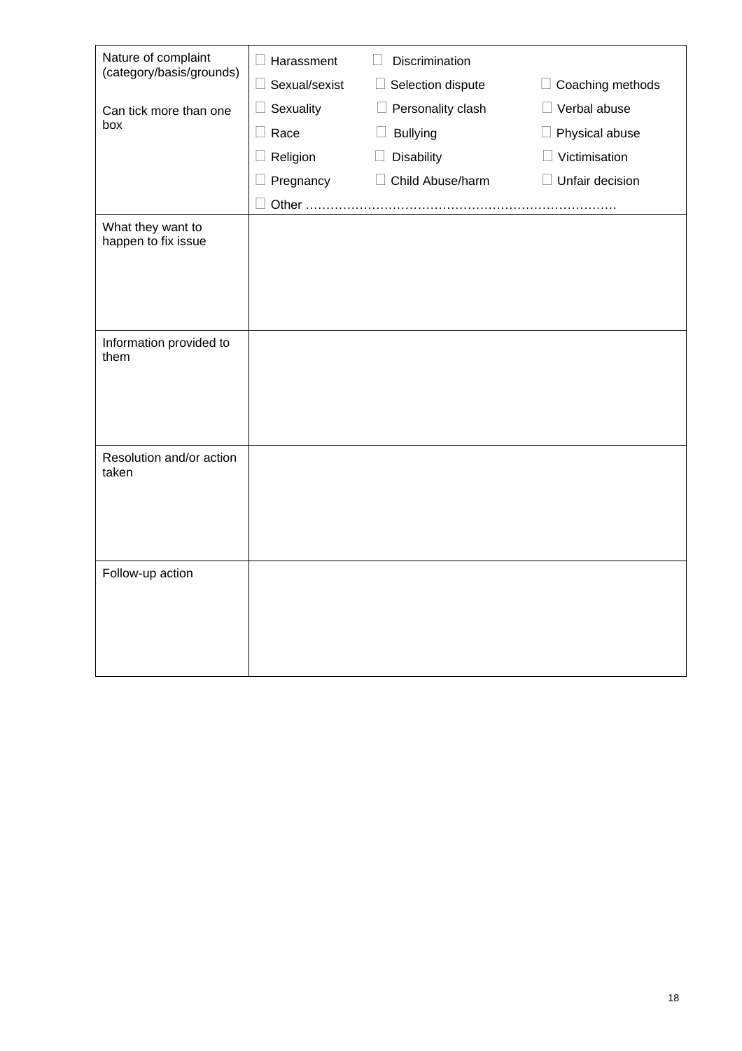| | |
|---|---|
| Nature of complaint (category/basis/grounds)<br><br>Can tick more than one box | ☐ Harassment ☐ Discrimination<br>☐ Sexual/sexist ☐ Selection dispute ☐ Coaching methods<br>☐ Sexuality ☐ Personality clash ☐ Verbal abuse<br>☐ Race ☐ Bullying ☐ Physical abuse<br>☐ Religion ☐ Disability ☐ Victimisation<br>☐ Pregnancy ☐ Child Abuse/harm ☐ Unfair decision<br>☐ Other ……………………………………………………………… |
| What they want to happen to fix issue | |
| Information provided to them | |
| Resolution and/or action taken | |
| Follow-up action | |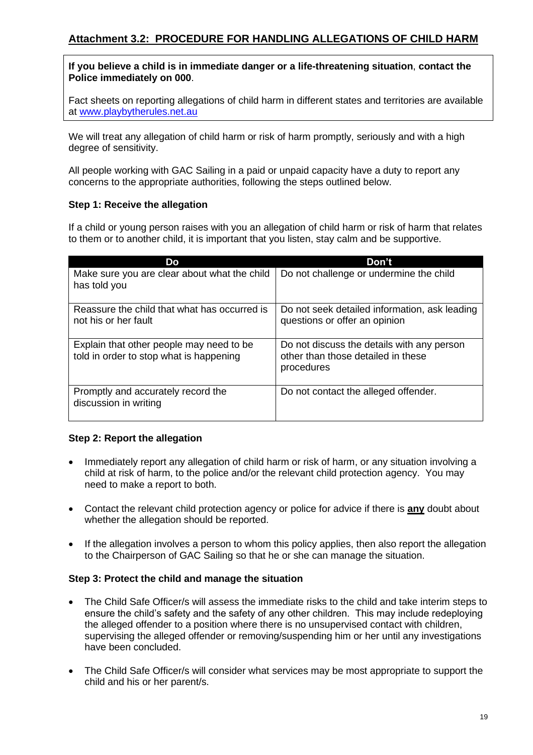## Attachment 3.2: PROCEDURE FOR HANDLING ALLEGATIONS OF CHILD HARM

**If you believe a child is in immediate danger or a life-threatening situation**, **contact the Police immediately on 000**.

Fact sheets on reporting allegations of child harm in different states and territories are available at www.playbytherules.net.au

We will treat any allegation of child harm or risk of harm promptly, seriously and with a high degree of sensitivity.

All people working with GAC Sailing in a paid or unpaid capacity have a duty to report any concerns to the appropriate authorities, following the steps outlined below.

**Step 1: Receive the allegation**

If a child or young person raises with you an allegation of child harm or risk of harm that relates to them or to another child, it is important that you listen, stay calm and be supportive.

| Do | Don't |
| --- | --- |
| Make sure you are clear about what the child has told you | Do not challenge or undermine the child |
| Reassure the child that what has occurred is not his or her fault | Do not seek detailed information, ask leading questions or offer an opinion |
| Explain that other people may need to be told in order to stop what is happening | Do not discuss the details with any person other than those detailed in these procedures |
| Promptly and accurately record the discussion in writing | Do not contact the alleged offender. |

**Step 2: Report the allegation**

- Immediately report any allegation of child harm or risk of harm, or any situation involving a child at risk of harm, to the police and/or the relevant child protection agency. You may need to make a report to both.
- Contact the relevant child protection agency or police for advice if there is **any** doubt about whether the allegation should be reported.
- If the allegation involves a person to whom this policy applies, then also report the allegation to the Chairperson of GAC Sailing so that he or she can manage the situation.

**Step 3: Protect the child and manage the situation**

- The Child Safe Officer/s will assess the immediate risks to the child and take interim steps to ensure the child's safety and the safety of any other children. This may include redeploying the alleged offender to a position where there is no unsupervised contact with children, supervising the alleged offender or removing/suspending him or her until any investigations have been concluded.
- The Child Safe Officer/s will consider what services may be most appropriate to support the child and his or her parent/s.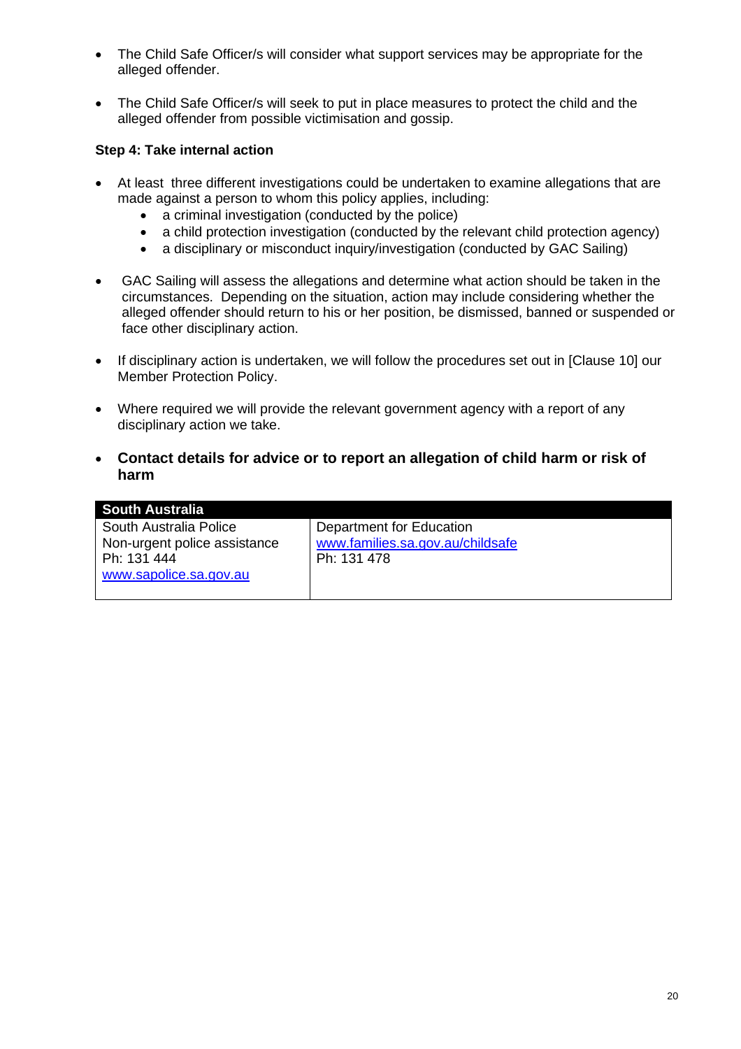- The Child Safe Officer/s will consider what support services may be appropriate for the alleged offender.

- The Child Safe Officer/s will seek to put in place measures to protect the child and the alleged offender from possible victimisation and gossip.

**Step 4: Take internal action**

- At least three different investigations could be undertaken to examine allegations that are made against a person to whom this policy applies, including:
  - a criminal investigation (conducted by the police)
  - a child protection investigation (conducted by the relevant child protection agency)
  - a disciplinary or misconduct inquiry/investigation (conducted by GAC Sailing)

- GAC Sailing will assess the allegations and determine what action should be taken in the circumstances. Depending on the situation, action may include considering whether the alleged offender should return to his or her position, be dismissed, banned or suspended or face other disciplinary action.

- If disciplinary action is undertaken, we will follow the procedures set out in [Clause 10] our Member Protection Policy.

- Where required we will provide the relevant government agency with a report of any disciplinary action we take.

- **Contact details for advice or to report an allegation of child harm or risk of harm**

| South Australia | |
|---|---|
| South Australia Police<br>Non-urgent police assistance<br>Ph: 131 444<br>www.sapolice.sa.gov.au | Department for Education<br>www.families.sa.gov.au/childsafe<br>Ph: 131 478 |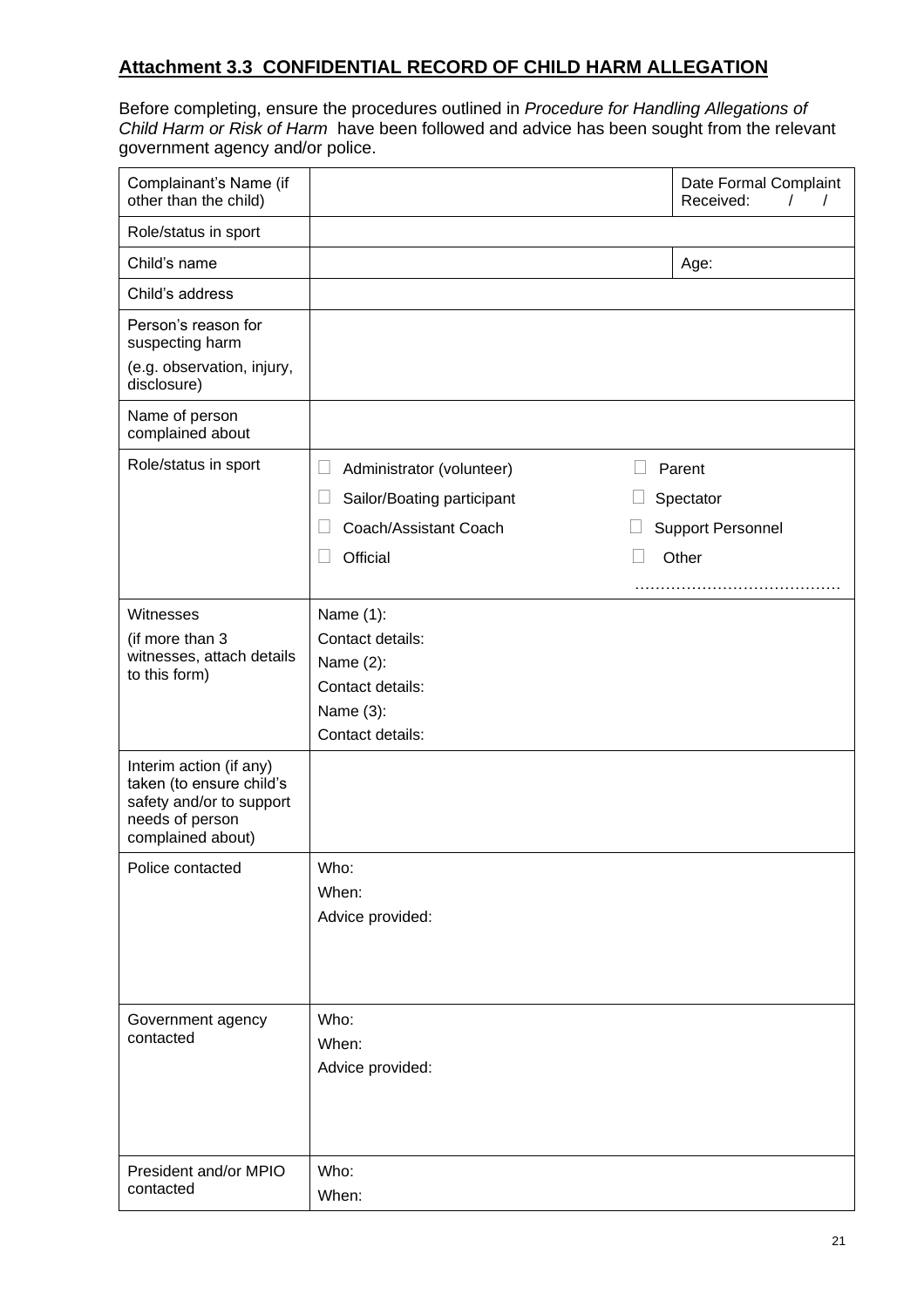## **Attachment 3.3 CONFIDENTIAL RECORD OF CHILD HARM ALLEGATION**

Before completing, ensure the procedures outlined in *Procedure for Handling Allegations of Child Harm or Risk of Harm* have been followed and advice has been sought from the relevant government agency and/or police.

| | | |
|---|---|---|
| Complainant's Name (if other than the child) | | Date Formal Complaint Received: / / |
| Role/status in sport | | |
| Child's name | | Age: |
| Child's address | | |
| Person's reason for suspecting harm<br>(e.g. observation, injury, disclosure) | | |
| Name of person complained about | | |
| Role/status in sport | ☐ Administrator (volunteer)<br>☐ Sailor/Boating participant<br>☐ Coach/Assistant Coach<br>☐ Official | ☐ Parent<br>☐ Spectator<br>☐ Support Personnel<br>☐ Other<br>………………………………… |
| Witnesses<br>(if more than 3 witnesses, attach details to this form) | Name (1):<br>Contact details:<br>Name (2):<br>Contact details:<br>Name (3):<br>Contact details: | |
| Interim action (if any) taken (to ensure child's safety and/or to support needs of person complained about) | | |
| Police contacted | Who:<br>When:<br>Advice provided: | |
| Government agency contacted | Who:<br>When:<br>Advice provided: | |
| President and/or MPIO contacted | Who:<br>When: | |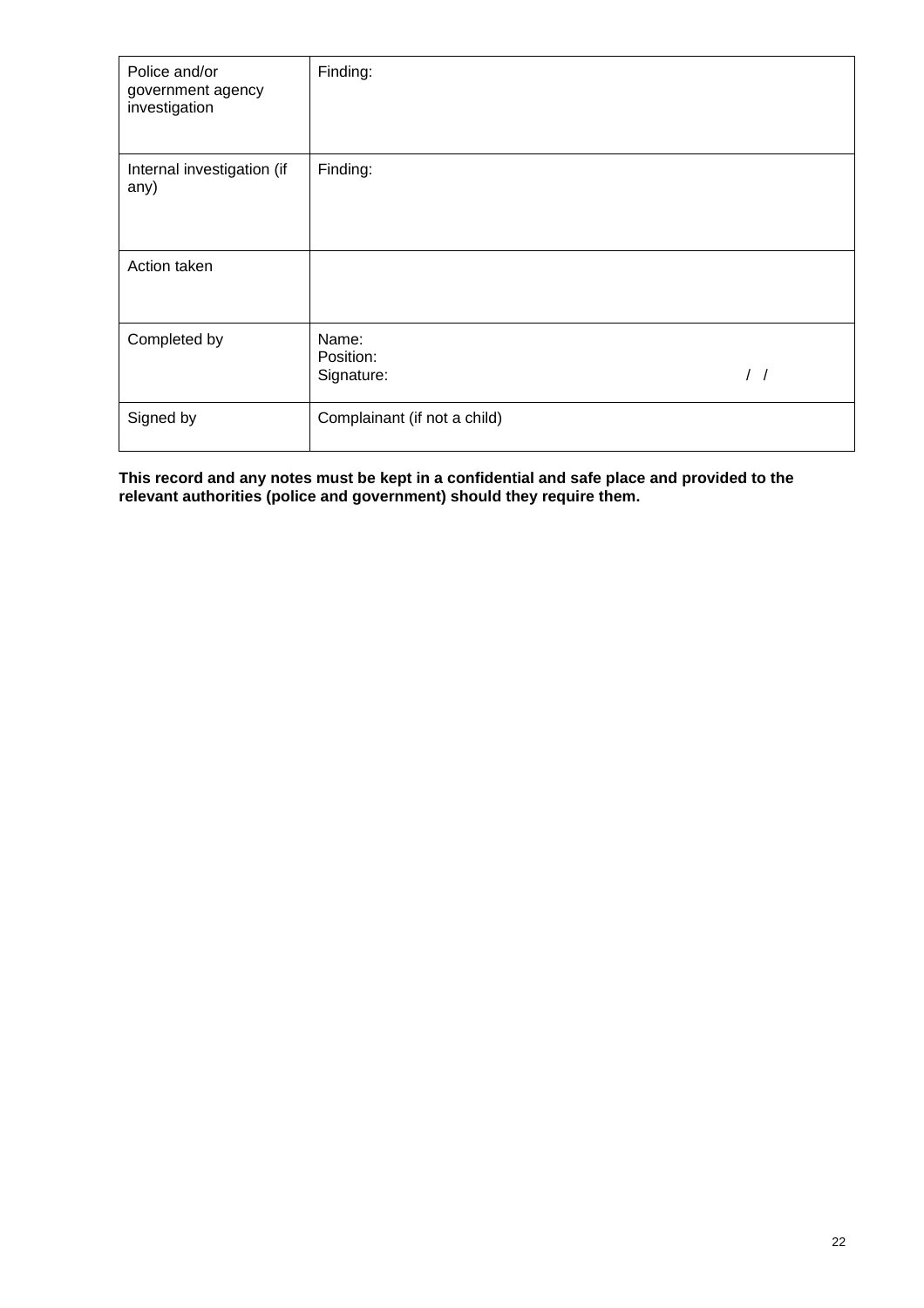| | |
|---|---|
| Police and/or government agency investigation | Finding: |
| Internal investigation (if any) | Finding: |
| Action taken | |
| Completed by | Name:<br>Position:<br>Signature: / / |
| Signed by | Complainant (if not a child) |

**This record and any notes must be kept in a confidential and safe place and provided to the relevant authorities (police and government) should they require them.**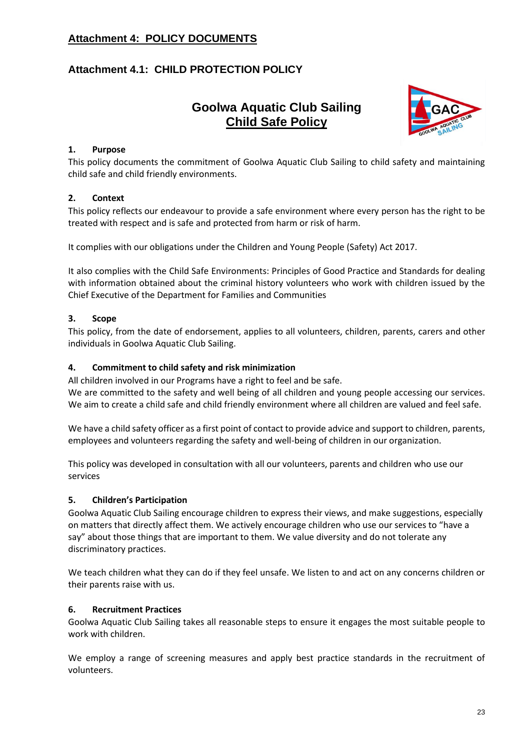## Attachment 4: POLICY DOCUMENTS

### Attachment 4.1: CHILD PROTECTION POLICY

# Goolwa Aquatic Club Sailing
# Child Safe Policy

**1. Purpose**

This policy documents the commitment of Goolwa Aquatic Club Sailing to child safety and maintaining child safe and child friendly environments.

**2. Context**

This policy reflects our endeavour to provide a safe environment where every person has the right to be treated with respect and is safe and protected from harm or risk of harm.

It complies with our obligations under the Children and Young People (Safety) Act 2017.

It also complies with the Child Safe Environments: Principles of Good Practice and Standards for dealing with information obtained about the criminal history volunteers who work with children issued by the Chief Executive of the Department for Families and Communities

**3. Scope**

This policy, from the date of endorsement, applies to all volunteers, children, parents, carers and other individuals in Goolwa Aquatic Club Sailing.

**4. Commitment to child safety and risk minimization**

All children involved in our Programs have a right to feel and be safe.
We are committed to the safety and well being of all children and young people accessing our services. We aim to create a child safe and child friendly environment where all children are valued and feel safe.

We have a child safety officer as a first point of contact to provide advice and support to children, parents, employees and volunteers regarding the safety and well-being of children in our organization.

This policy was developed in consultation with all our volunteers, parents and children who use our services

**5. Children's Participation**

Goolwa Aquatic Club Sailing encourage children to express their views, and make suggestions, especially on matters that directly affect them. We actively encourage children who use our services to "have a say" about those things that are important to them. We value diversity and do not tolerate any discriminatory practices.

We teach children what they can do if they feel unsafe. We listen to and act on any concerns children or their parents raise with us.

**6. Recruitment Practices**

Goolwa Aquatic Club Sailing takes all reasonable steps to ensure it engages the most suitable people to work with children.

We employ a range of screening measures and apply best practice standards in the recruitment of volunteers.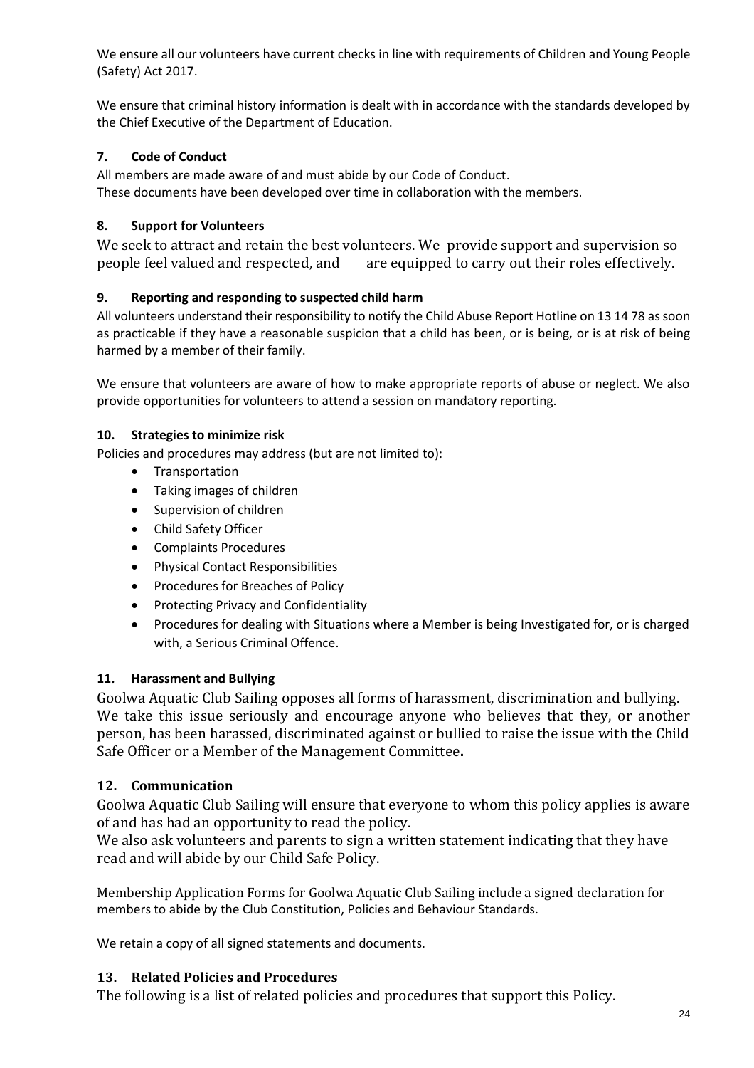We ensure all our volunteers have current checks in line with requirements of Children and Young People (Safety) Act 2017.

We ensure that criminal history information is dealt with in accordance with the standards developed by the Chief Executive of the Department of Education.

### 7. Code of Conduct

All members are made aware of and must abide by our Code of Conduct.
These documents have been developed over time in collaboration with the members.

### 8. Support for Volunteers

We seek to attract and retain the best volunteers. We provide support and supervision so people feel valued and respected, and are equipped to carry out their roles effectively.

### 9. Reporting and responding to suspected child harm

All volunteers understand their responsibility to notify the Child Abuse Report Hotline on 13 14 78 as soon as practicable if they have a reasonable suspicion that a child has been, or is being, or is at risk of being harmed by a member of their family.

We ensure that volunteers are aware of how to make appropriate reports of abuse or neglect. We also provide opportunities for volunteers to attend a session on mandatory reporting.

### 10. Strategies to minimize risk

Policies and procedures may address (but are not limited to):

- Transportation
- Taking images of children
- Supervision of children
- Child Safety Officer
- Complaints Procedures
- Physical Contact Responsibilities
- Procedures for Breaches of Policy
- Protecting Privacy and Confidentiality
- Procedures for dealing with Situations where a Member is being Investigated for, or is charged with, a Serious Criminal Offence.

### 11. Harassment and Bullying

Goolwa Aquatic Club Sailing opposes all forms of harassment, discrimination and bullying. We take this issue seriously and encourage anyone who believes that they, or another person, has been harassed, discriminated against or bullied to raise the issue with the Child Safe Officer or a Member of the Management Committee**.**

### 12. Communication

Goolwa Aquatic Club Sailing will ensure that everyone to whom this policy applies is aware of and has had an opportunity to read the policy.
We also ask volunteers and parents to sign a written statement indicating that they have read and will abide by our Child Safe Policy.

Membership Application Forms for Goolwa Aquatic Club Sailing include a signed declaration for members to abide by the Club Constitution, Policies and Behaviour Standards.

We retain a copy of all signed statements and documents.

### 13. Related Policies and Procedures

The following is a list of related policies and procedures that support this Policy.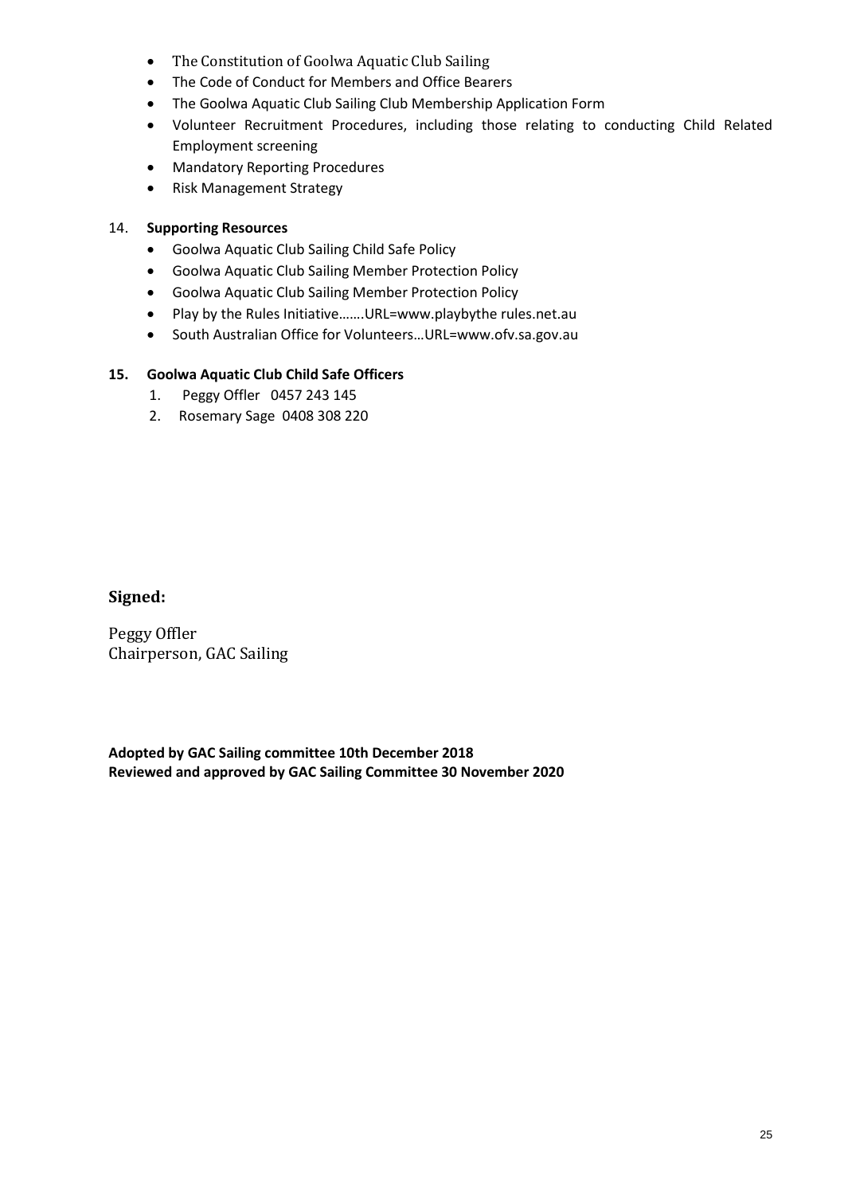- The Constitution of Goolwa Aquatic Club Sailing
- The Code of Conduct for Members and Office Bearers
- The Goolwa Aquatic Club Sailing Club Membership Application Form
- Volunteer Recruitment Procedures, including those relating to conducting Child Related Employment screening
- Mandatory Reporting Procedures
- Risk Management Strategy

14. **Supporting Resources**
    - Goolwa Aquatic Club Sailing Child Safe Policy
    - Goolwa Aquatic Club Sailing Member Protection Policy
    - Goolwa Aquatic Club Sailing Member Protection Policy
    - Play by the Rules Initiative…….URL=www.playbythe rules.net.au
    - South Australian Office for Volunteers…URL=www.ofv.sa.gov.au

**15. Goolwa Aquatic Club Child Safe Officers**

1. Peggy Offler 0457 243 145
2. Rosemary Sage 0408 308 220

**Signed:**

Peggy Offler
Chairperson, GAC Sailing

**Adopted by GAC Sailing committee 10th December 2018**
**Reviewed and approved by GAC Sailing Committee 30 November 2020**